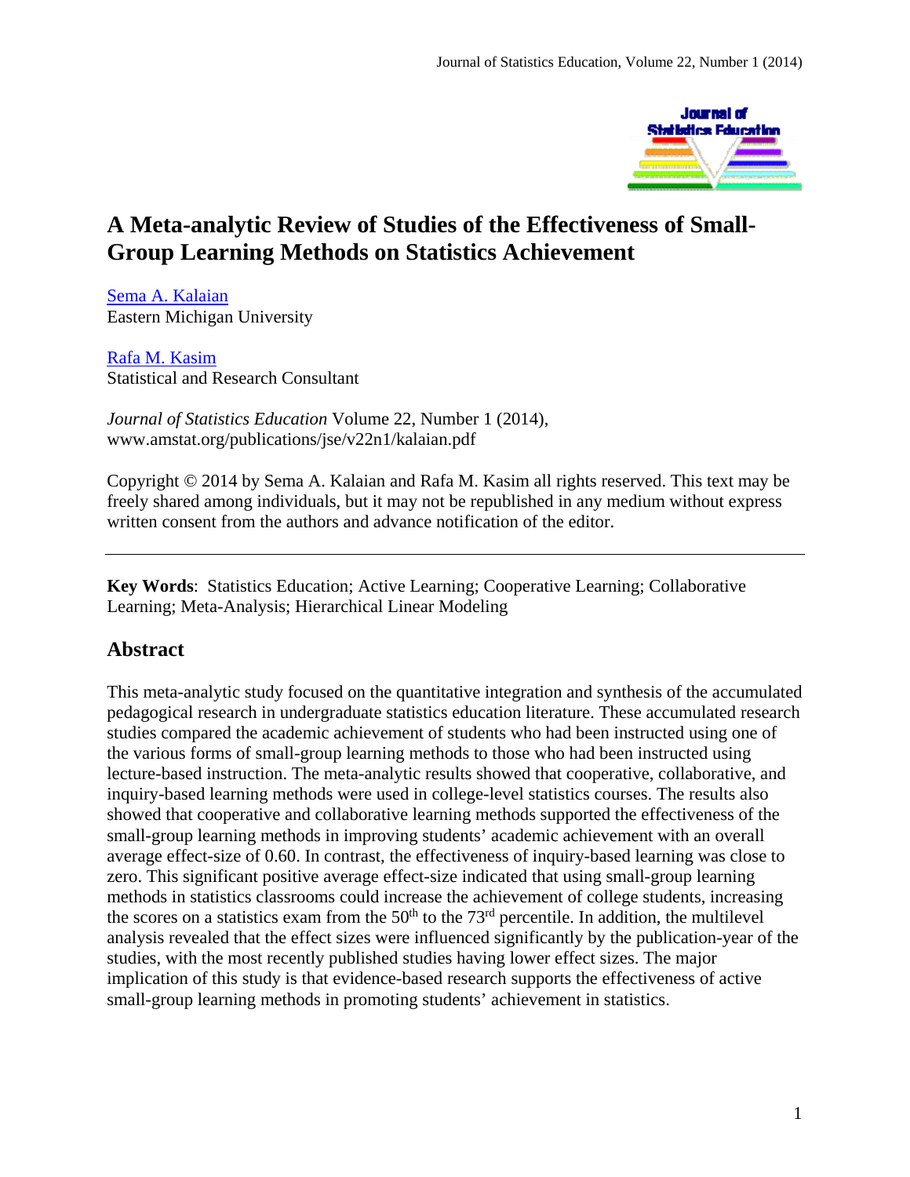# A Meta-analytic Review of Studies of the Effectiveness of Small-Group Learning Methods on Statistics Achievement

Sema A. Kalaian
Eastern Michigan University

Rafa M. Kasim
Statistical and Research Consultant

*Journal of Statistics Education* Volume 22, Number 1 (2014),
www.amstat.org/publications/jse/v22n1/kalaian.pdf

Copyright © 2014 by Sema A. Kalaian and Rafa M. Kasim all rights reserved. This text may be freely shared among individuals, but it may not be republished in any medium without express written consent from the authors and advance notification of the editor.

---

**Key Words**: Statistics Education; Active Learning; Cooperative Learning; Collaborative Learning; Meta-Analysis; Hierarchical Linear Modeling

## Abstract

This meta-analytic study focused on the quantitative integration and synthesis of the accumulated pedagogical research in undergraduate statistics education literature. These accumulated research studies compared the academic achievement of students who had been instructed using one of the various forms of small-group learning methods to those who had been instructed using lecture-based instruction. The meta-analytic results showed that cooperative, collaborative, and inquiry-based learning methods were used in college-level statistics courses. The results also showed that cooperative and collaborative learning methods supported the effectiveness of the small-group learning methods in improving students' academic achievement with an overall average effect-size of 0.60. In contrast, the effectiveness of inquiry-based learning was close to zero. This significant positive average effect-size indicated that using small-group learning methods in statistics classrooms could increase the achievement of college students, increasing the scores on a statistics exam from the 50$^{th}$ to the 73$^{rd}$ percentile. In addition, the multilevel analysis revealed that the effect sizes were influenced significantly by the publication-year of the studies, with the most recently published studies having lower effect sizes. The major implication of this study is that evidence-based research supports the effectiveness of active small-group learning methods in promoting students' achievement in statistics.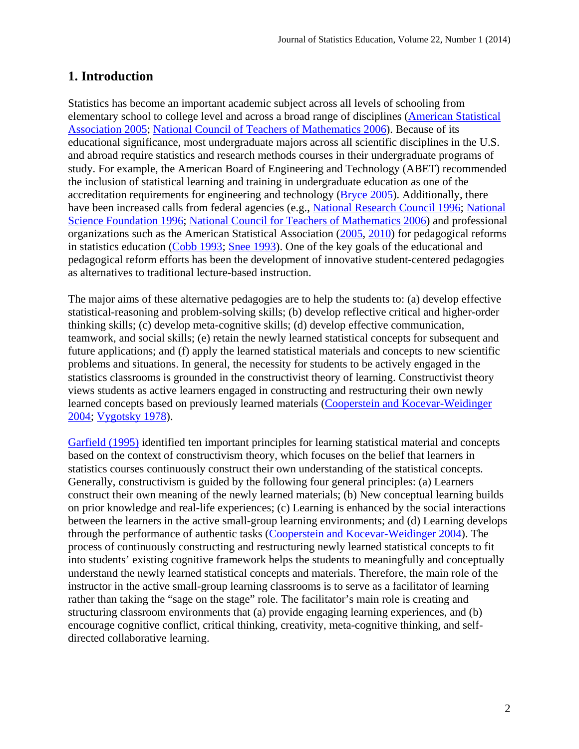## 1. Introduction

Statistics has become an important academic subject across all levels of schooling from elementary school to college level and across a broad range of disciplines (American Statistical Association 2005; National Council of Teachers of Mathematics 2006). Because of its educational significance, most undergraduate majors across all scientific disciplines in the U.S. and abroad require statistics and research methods courses in their undergraduate programs of study. For example, the American Board of Engineering and Technology (ABET) recommended the inclusion of statistical learning and training in undergraduate education as one of the accreditation requirements for engineering and technology (Bryce 2005). Additionally, there have been increased calls from federal agencies (e.g., National Research Council 1996; National Science Foundation 1996; National Council for Teachers of Mathematics 2006) and professional organizations such as the American Statistical Association (2005, 2010) for pedagogical reforms in statistics education (Cobb 1993; Snee 1993). One of the key goals of the educational and pedagogical reform efforts has been the development of innovative student-centered pedagogies as alternatives to traditional lecture-based instruction.

The major aims of these alternative pedagogies are to help the students to: (a) develop effective statistical-reasoning and problem-solving skills; (b) develop reflective critical and higher-order thinking skills; (c) develop meta-cognitive skills; (d) develop effective communication, teamwork, and social skills; (e) retain the newly learned statistical concepts for subsequent and future applications; and (f) apply the learned statistical materials and concepts to new scientific problems and situations. In general, the necessity for students to be actively engaged in the statistics classrooms is grounded in the constructivist theory of learning. Constructivist theory views students as active learners engaged in constructing and restructuring their own newly learned concepts based on previously learned materials (Cooperstein and Kocevar-Weidinger 2004; Vygotsky 1978).

Garfield (1995) identified ten important principles for learning statistical material and concepts based on the context of constructivism theory, which focuses on the belief that learners in statistics courses continuously construct their own understanding of the statistical concepts. Generally, constructivism is guided by the following four general principles: (a) Learners construct their own meaning of the newly learned materials; (b) New conceptual learning builds on prior knowledge and real-life experiences; (c) Learning is enhanced by the social interactions between the learners in the active small-group learning environments; and (d) Learning develops through the performance of authentic tasks (Cooperstein and Kocevar-Weidinger 2004). The process of continuously constructing and restructuring newly learned statistical concepts to fit into students' existing cognitive framework helps the students to meaningfully and conceptually understand the newly learned statistical concepts and materials. Therefore, the main role of the instructor in the active small-group learning classrooms is to serve as a facilitator of learning rather than taking the "sage on the stage" role. The facilitator's main role is creating and structuring classroom environments that (a) provide engaging learning experiences, and (b) encourage cognitive conflict, critical thinking, creativity, meta-cognitive thinking, and self-directed collaborative learning.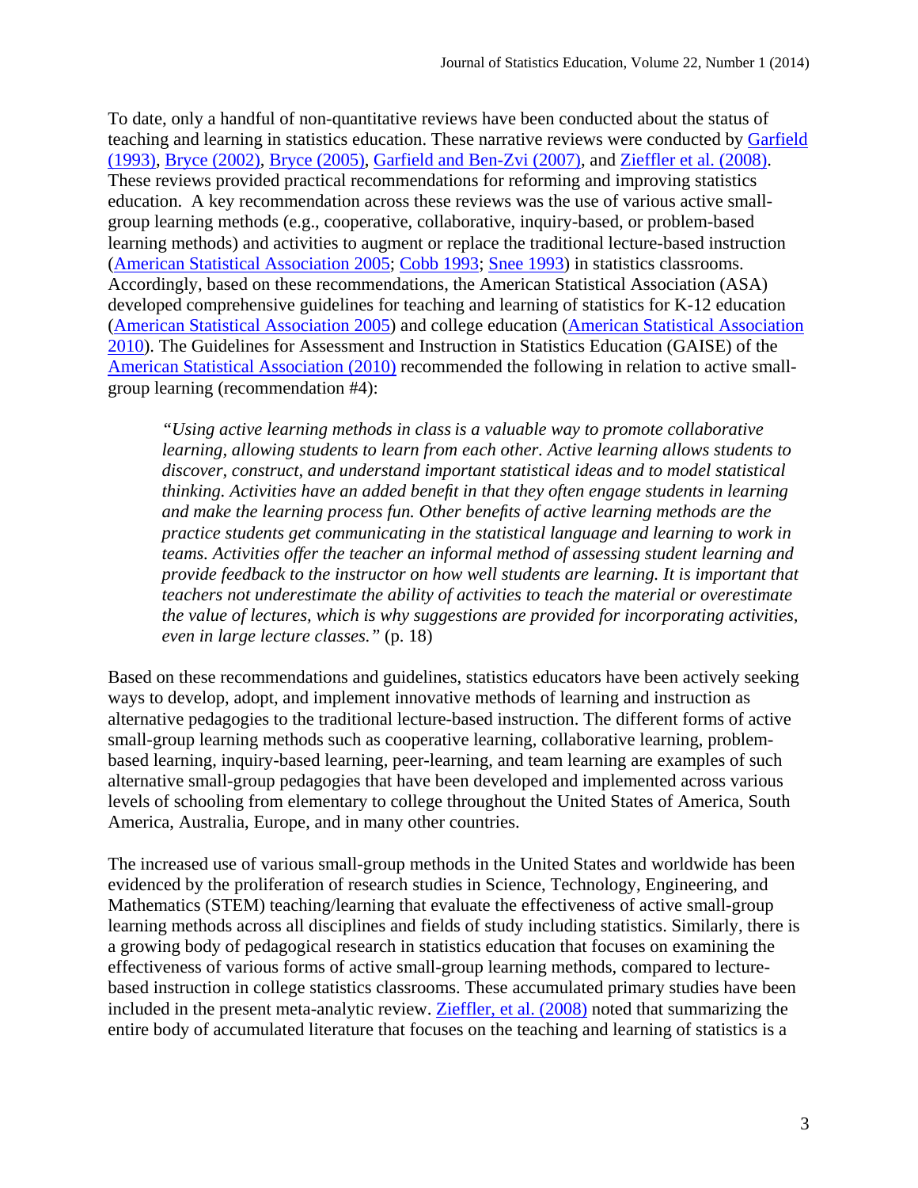To date, only a handful of non-quantitative reviews have been conducted about the status of teaching and learning in statistics education. These narrative reviews were conducted by Garfield (1993), Bryce (2002), Bryce (2005), Garfield and Ben-Zvi (2007), and Zieffler et al. (2008). These reviews provided practical recommendations for reforming and improving statistics education. A key recommendation across these reviews was the use of various active small-group learning methods (e.g., cooperative, collaborative, inquiry-based, or problem-based learning methods) and activities to augment or replace the traditional lecture-based instruction (American Statistical Association 2005; Cobb 1993; Snee 1993) in statistics classrooms. Accordingly, based on these recommendations, the American Statistical Association (ASA) developed comprehensive guidelines for teaching and learning of statistics for K-12 education (American Statistical Association 2005) and college education (American Statistical Association 2010). The Guidelines for Assessment and Instruction in Statistics Education (GAISE) of the American Statistical Association (2010) recommended the following in relation to active small-group learning (recommendation #4):

> *"Using active learning methods in class is a valuable way to promote collaborative learning, allowing students to learn from each other. Active learning allows students to discover, construct, and understand important statistical ideas and to model statistical thinking. Activities have an added benefit in that they often engage students in learning and make the learning process fun. Other benefits of active learning methods are the practice students get communicating in the statistical language and learning to work in teams. Activities offer the teacher an informal method of assessing student learning and provide feedback to the instructor on how well students are learning. It is important that teachers not underestimate the ability of activities to teach the material or overestimate the value of lectures, which is why suggestions are provided for incorporating activities, even in large lecture classes."* (p. 18)

Based on these recommendations and guidelines, statistics educators have been actively seeking ways to develop, adopt, and implement innovative methods of learning and instruction as alternative pedagogies to the traditional lecture-based instruction. The different forms of active small-group learning methods such as cooperative learning, collaborative learning, problem-based learning, inquiry-based learning, peer-learning, and team learning are examples of such alternative small-group pedagogies that have been developed and implemented across various levels of schooling from elementary to college throughout the United States of America, South America, Australia, Europe, and in many other countries.

The increased use of various small-group methods in the United States and worldwide has been evidenced by the proliferation of research studies in Science, Technology, Engineering, and Mathematics (STEM) teaching/learning that evaluate the effectiveness of active small-group learning methods across all disciplines and fields of study including statistics. Similarly, there is a growing body of pedagogical research in statistics education that focuses on examining the effectiveness of various forms of active small-group learning methods, compared to lecture-based instruction in college statistics classrooms. These accumulated primary studies have been included in the present meta-analytic review. Zieffler, et al. (2008) noted that summarizing the entire body of accumulated literature that focuses on the teaching and learning of statistics is a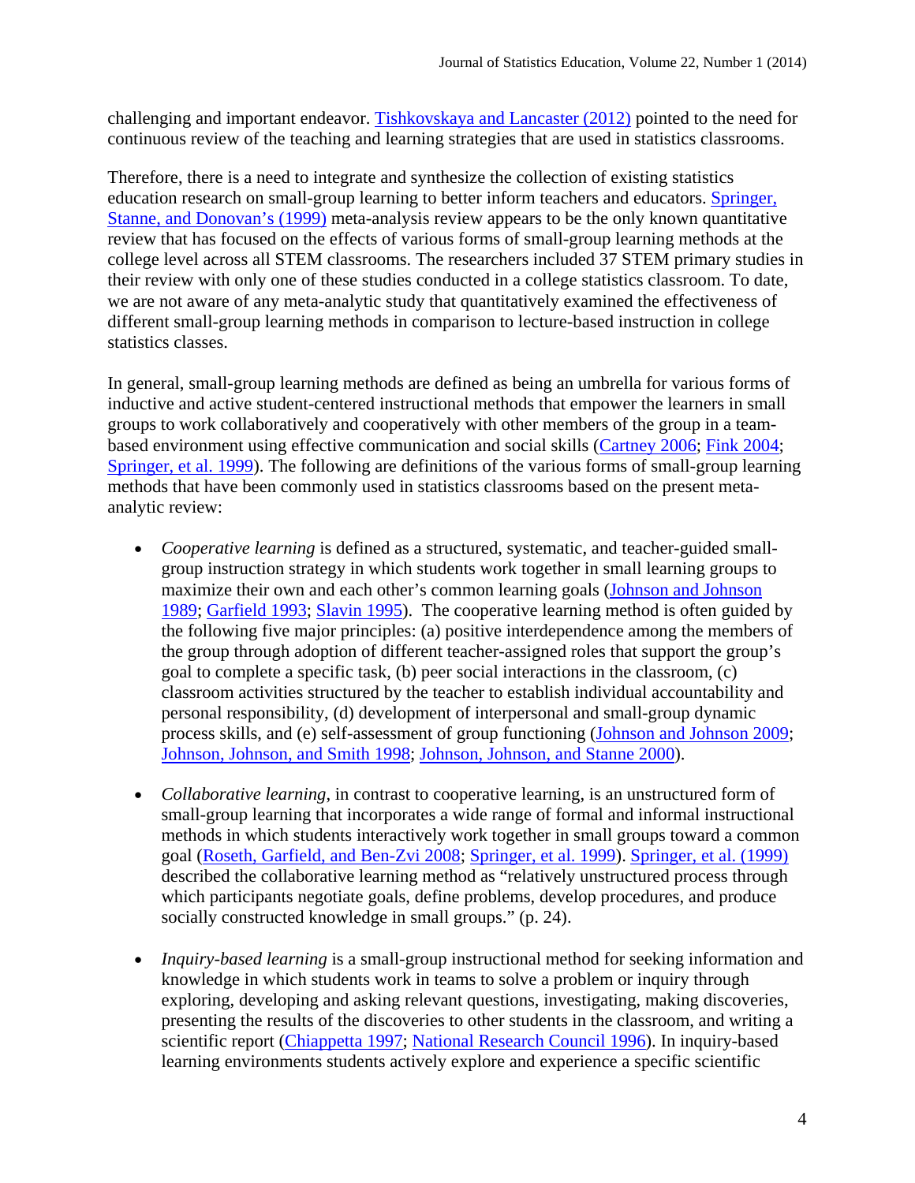challenging and important endeavor. Tishkovskaya and Lancaster (2012) pointed to the need for continuous review of the teaching and learning strategies that are used in statistics classrooms.

Therefore, there is a need to integrate and synthesize the collection of existing statistics education research on small-group learning to better inform teachers and educators. Springer, Stanne, and Donovan's (1999) meta-analysis review appears to be the only known quantitative review that has focused on the effects of various forms of small-group learning methods at the college level across all STEM classrooms. The researchers included 37 STEM primary studies in their review with only one of these studies conducted in a college statistics classroom. To date, we are not aware of any meta-analytic study that quantitatively examined the effectiveness of different small-group learning methods in comparison to lecture-based instruction in college statistics classes.

In general, small-group learning methods are defined as being an umbrella for various forms of inductive and active student-centered instructional methods that empower the learners in small groups to work collaboratively and cooperatively with other members of the group in a team-based environment using effective communication and social skills (Cartney 2006; Fink 2004; Springer, et al. 1999). The following are definitions of the various forms of small-group learning methods that have been commonly used in statistics classrooms based on the present meta-analytic review:

- *Cooperative learning* is defined as a structured, systematic, and teacher-guided small-group instruction strategy in which students work together in small learning groups to maximize their own and each other's common learning goals (Johnson and Johnson 1989; Garfield 1993; Slavin 1995). The cooperative learning method is often guided by the following five major principles: (a) positive interdependence among the members of the group through adoption of different teacher-assigned roles that support the group's goal to complete a specific task, (b) peer social interactions in the classroom, (c) classroom activities structured by the teacher to establish individual accountability and personal responsibility, (d) development of interpersonal and small-group dynamic process skills, and (e) self-assessment of group functioning (Johnson and Johnson 2009; Johnson, Johnson, and Smith 1998; Johnson, Johnson, and Stanne 2000).

- *Collaborative learning*, in contrast to cooperative learning, is an unstructured form of small-group learning that incorporates a wide range of formal and informal instructional methods in which students interactively work together in small groups toward a common goal (Roseth, Garfield, and Ben-Zvi 2008; Springer, et al. 1999). Springer, et al. (1999) described the collaborative learning method as "relatively unstructured process through which participants negotiate goals, define problems, develop procedures, and produce socially constructed knowledge in small groups." (p. 24).

- *Inquiry-based learning* is a small-group instructional method for seeking information and knowledge in which students work in teams to solve a problem or inquiry through exploring, developing and asking relevant questions, investigating, making discoveries, presenting the results of the discoveries to other students in the classroom, and writing a scientific report (Chiappetta 1997; National Research Council 1996). In inquiry-based learning environments students actively explore and experience a specific scientific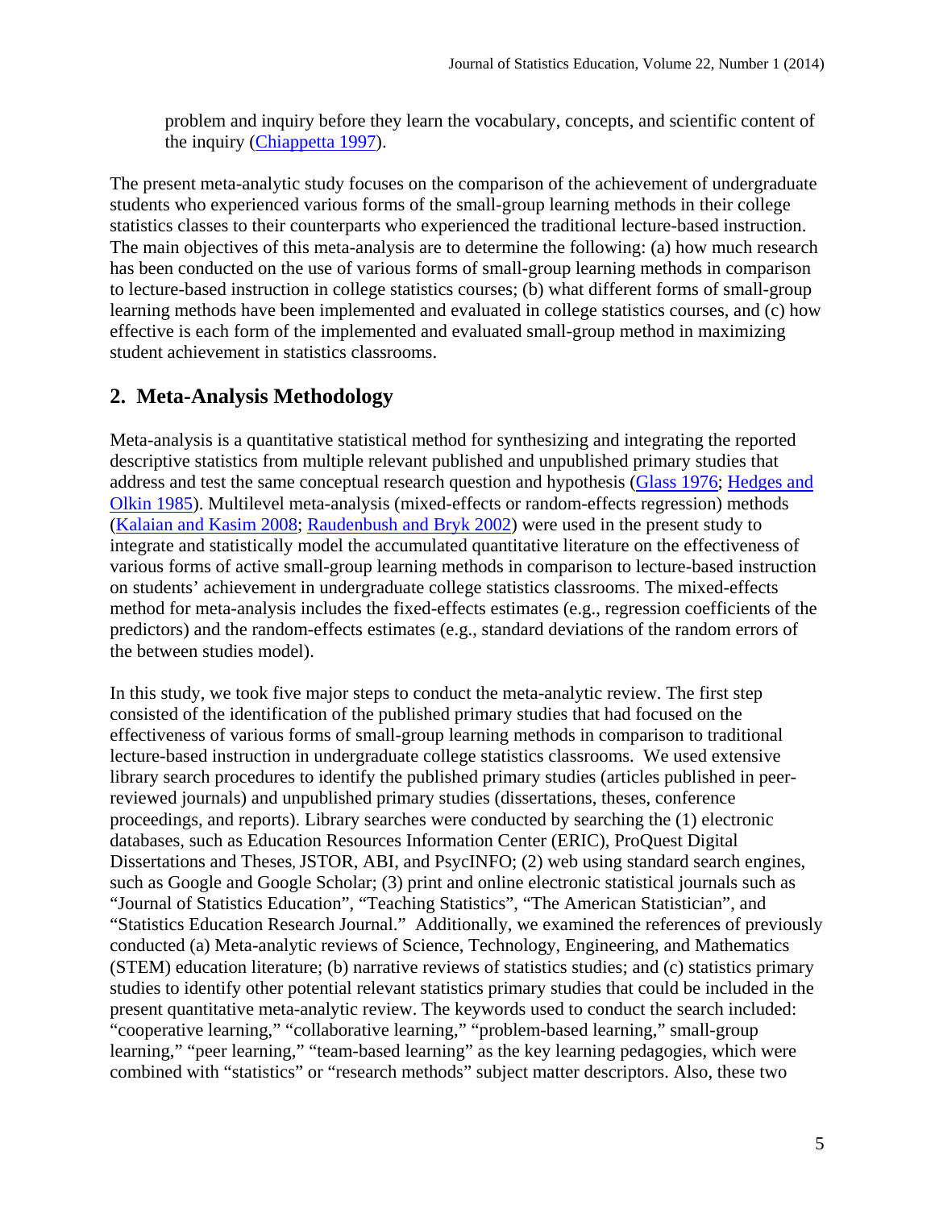problem and inquiry before they learn the vocabulary, concepts, and scientific content of the inquiry (Chiappetta 1997).

The present meta-analytic study focuses on the comparison of the achievement of undergraduate students who experienced various forms of the small-group learning methods in their college statistics classes to their counterparts who experienced the traditional lecture-based instruction. The main objectives of this meta-analysis are to determine the following: (a) how much research has been conducted on the use of various forms of small-group learning methods in comparison to lecture-based instruction in college statistics courses; (b) what different forms of small-group learning methods have been implemented and evaluated in college statistics courses, and (c) how effective is each form of the implemented and evaluated small-group method in maximizing student achievement in statistics classrooms.

## 2. Meta-Analysis Methodology

Meta-analysis is a quantitative statistical method for synthesizing and integrating the reported descriptive statistics from multiple relevant published and unpublished primary studies that address and test the same conceptual research question and hypothesis (Glass 1976; Hedges and Olkin 1985). Multilevel meta-analysis (mixed-effects or random-effects regression) methods (Kalaian and Kasim 2008; Raudenbush and Bryk 2002) were used in the present study to integrate and statistically model the accumulated quantitative literature on the effectiveness of various forms of active small-group learning methods in comparison to lecture-based instruction on students' achievement in undergraduate college statistics classrooms. The mixed-effects method for meta-analysis includes the fixed-effects estimates (e.g., regression coefficients of the predictors) and the random-effects estimates (e.g., standard deviations of the random errors of the between studies model).

In this study, we took five major steps to conduct the meta-analytic review. The first step consisted of the identification of the published primary studies that had focused on the effectiveness of various forms of small-group learning methods in comparison to traditional lecture-based instruction in undergraduate college statistics classrooms. We used extensive library search procedures to identify the published primary studies (articles published in peer-reviewed journals) and unpublished primary studies (dissertations, theses, conference proceedings, and reports). Library searches were conducted by searching the (1) electronic databases, such as Education Resources Information Center (ERIC), ProQuest Digital Dissertations and Theses, JSTOR, ABI, and PsycINFO; (2) web using standard search engines, such as Google and Google Scholar; (3) print and online electronic statistical journals such as "Journal of Statistics Education", "Teaching Statistics", "The American Statistician", and "Statistics Education Research Journal." Additionally, we examined the references of previously conducted (a) Meta-analytic reviews of Science, Technology, Engineering, and Mathematics (STEM) education literature; (b) narrative reviews of statistics studies; and (c) statistics primary studies to identify other potential relevant statistics primary studies that could be included in the present quantitative meta-analytic review. The keywords used to conduct the search included: "cooperative learning," "collaborative learning," "problem-based learning," small-group learning," "peer learning," "team-based learning" as the key learning pedagogies, which were combined with "statistics" or "research methods" subject matter descriptors. Also, these two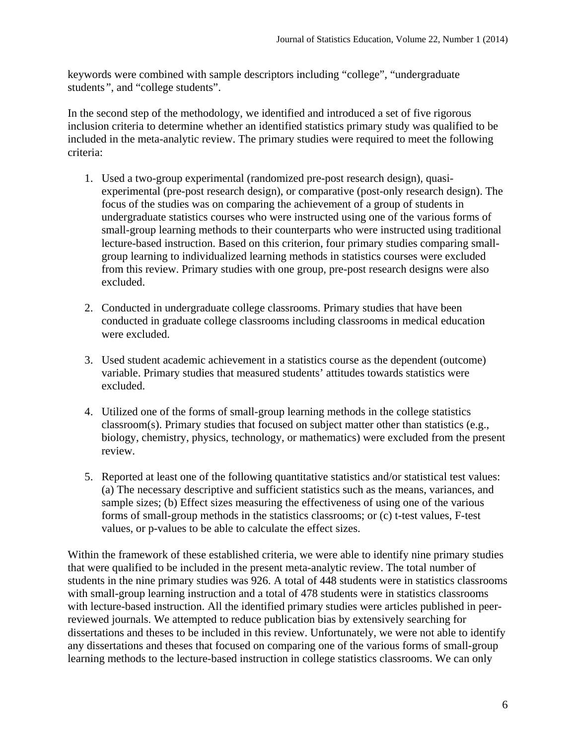keywords were combined with sample descriptors including “college”, “undergraduate students”, and “college students”.

In the second step of the methodology, we identified and introduced a set of five rigorous inclusion criteria to determine whether an identified statistics primary study was qualified to be included in the meta-analytic review. The primary studies were required to meet the following criteria:

1. Used a two-group experimental (randomized pre-post research design), quasi-experimental (pre-post research design), or comparative (post-only research design). The focus of the studies was on comparing the achievement of a group of students in undergraduate statistics courses who were instructed using one of the various forms of small-group learning methods to their counterparts who were instructed using traditional lecture-based instruction. Based on this criterion, four primary studies comparing small-group learning to individualized learning methods in statistics courses were excluded from this review. Primary studies with one group, pre-post research designs were also excluded.

2. Conducted in undergraduate college classrooms. Primary studies that have been conducted in graduate college classrooms including classrooms in medical education were excluded.

3. Used student academic achievement in a statistics course as the dependent (outcome) variable. Primary studies that measured students’ attitudes towards statistics were excluded.

4. Utilized one of the forms of small-group learning methods in the college statistics classroom(s). Primary studies that focused on subject matter other than statistics (e.g., biology, chemistry, physics, technology, or mathematics) were excluded from the present review.

5. Reported at least one of the following quantitative statistics and/or statistical test values: (a) The necessary descriptive and sufficient statistics such as the means, variances, and sample sizes; (b) Effect sizes measuring the effectiveness of using one of the various forms of small-group methods in the statistics classrooms; or (c) t-test values, F-test values, or p-values to be able to calculate the effect sizes.

Within the framework of these established criteria, we were able to identify nine primary studies that were qualified to be included in the present meta-analytic review. The total number of students in the nine primary studies was 926. A total of 448 students were in statistics classrooms with small-group learning instruction and a total of 478 students were in statistics classrooms with lecture-based instruction. All the identified primary studies were articles published in peer-reviewed journals. We attempted to reduce publication bias by extensively searching for dissertations and theses to be included in this review. Unfortunately, we were not able to identify any dissertations and theses that focused on comparing one of the various forms of small-group learning methods to the lecture-based instruction in college statistics classrooms. We can only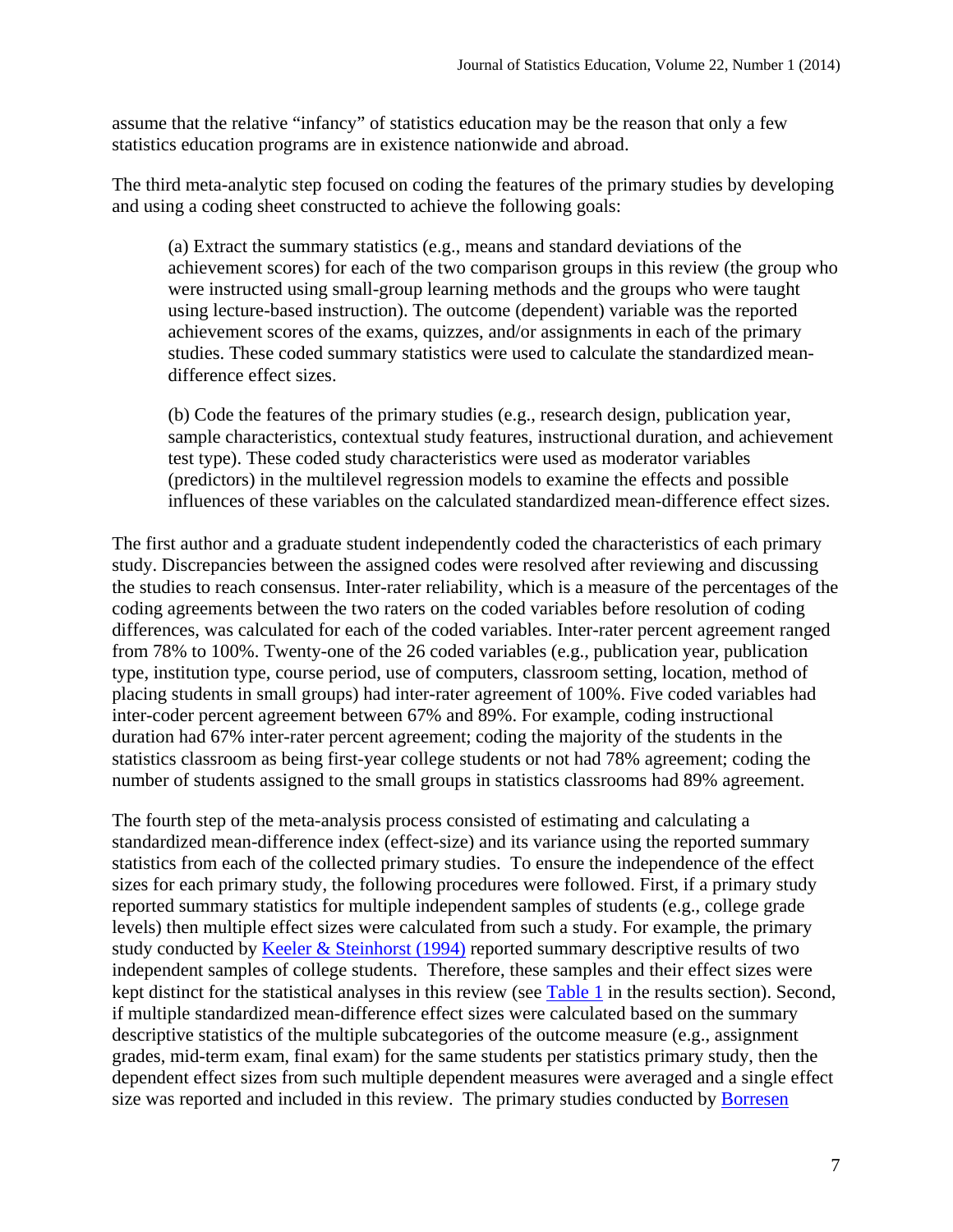assume that the relative "infancy" of statistics education may be the reason that only a few statistics education programs are in existence nationwide and abroad.

The third meta-analytic step focused on coding the features of the primary studies by developing and using a coding sheet constructed to achieve the following goals:

> (a) Extract the summary statistics (e.g., means and standard deviations of the achievement scores) for each of the two comparison groups in this review (the group who were instructed using small-group learning methods and the groups who were taught using lecture-based instruction). The outcome (dependent) variable was the reported achievement scores of the exams, quizzes, and/or assignments in each of the primary studies. These coded summary statistics were used to calculate the standardized mean-difference effect sizes.
>
> (b) Code the features of the primary studies (e.g., research design, publication year, sample characteristics, contextual study features, instructional duration, and achievement test type). These coded study characteristics were used as moderator variables (predictors) in the multilevel regression models to examine the effects and possible influences of these variables on the calculated standardized mean-difference effect sizes.

The first author and a graduate student independently coded the characteristics of each primary study. Discrepancies between the assigned codes were resolved after reviewing and discussing the studies to reach consensus. Inter-rater reliability, which is a measure of the percentages of the coding agreements between the two raters on the coded variables before resolution of coding differences, was calculated for each of the coded variables. Inter-rater percent agreement ranged from 78% to 100%. Twenty-one of the 26 coded variables (e.g., publication year, publication type, institution type, course period, use of computers, classroom setting, location, method of placing students in small groups) had inter-rater agreement of 100%. Five coded variables had inter-coder percent agreement between 67% and 89%. For example, coding instructional duration had 67% inter-rater percent agreement; coding the majority of the students in the statistics classroom as being first-year college students or not had 78% agreement; coding the number of students assigned to the small groups in statistics classrooms had 89% agreement.

The fourth step of the meta-analysis process consisted of estimating and calculating a standardized mean-difference index (effect-size) and its variance using the reported summary statistics from each of the collected primary studies. To ensure the independence of the effect sizes for each primary study, the following procedures were followed. First, if a primary study reported summary statistics for multiple independent samples of students (e.g., college grade levels) then multiple effect sizes were calculated from such a study. For example, the primary study conducted by Keeler & Steinhorst (1994) reported summary descriptive results of two independent samples of college students. Therefore, these samples and their effect sizes were kept distinct for the statistical analyses in this review (see Table 1 in the results section). Second, if multiple standardized mean-difference effect sizes were calculated based on the summary descriptive statistics of the multiple subcategories of the outcome measure (e.g., assignment grades, mid-term exam, final exam) for the same students per statistics primary study, then the dependent effect sizes from such multiple dependent measures were averaged and a single effect size was reported and included in this review. The primary studies conducted by Borresen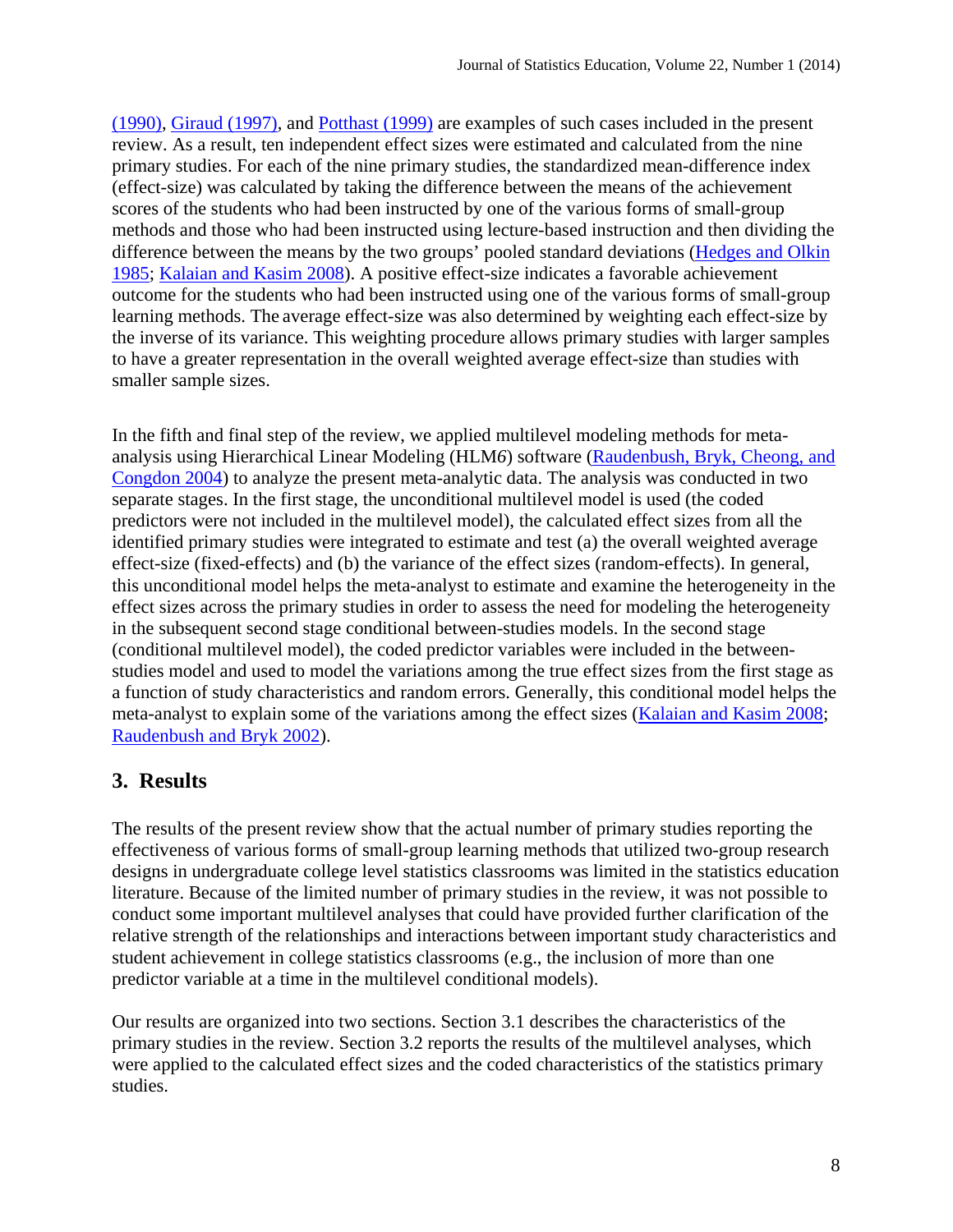(1990), Giraud (1997), and Potthast (1999) are examples of such cases included in the present review. As a result, ten independent effect sizes were estimated and calculated from the nine primary studies. For each of the nine primary studies, the standardized mean-difference index (effect-size) was calculated by taking the difference between the means of the achievement scores of the students who had been instructed by one of the various forms of small-group methods and those who had been instructed using lecture-based instruction and then dividing the difference between the means by the two groups' pooled standard deviations (Hedges and Olkin 1985; Kalaian and Kasim 2008). A positive effect-size indicates a favorable achievement outcome for the students who had been instructed using one of the various forms of small-group learning methods. The average effect-size was also determined by weighting each effect-size by the inverse of its variance. This weighting procedure allows primary studies with larger samples to have a greater representation in the overall weighted average effect-size than studies with smaller sample sizes.

In the fifth and final step of the review, we applied multilevel modeling methods for meta-analysis using Hierarchical Linear Modeling (HLM*6*) software (Raudenbush, Bryk, Cheong, and Congdon 2004) to analyze the present meta-analytic data. The analysis was conducted in two separate stages. In the first stage, the unconditional multilevel model is used (the coded predictors were not included in the multilevel model), the calculated effect sizes from all the identified primary studies were integrated to estimate and test (a) the overall weighted average effect-size (fixed-effects) and (b) the variance of the effect sizes (random-effects). In general, this unconditional model helps the meta-analyst to estimate and examine the heterogeneity in the effect sizes across the primary studies in order to assess the need for modeling the heterogeneity in the subsequent second stage conditional between-studies models. In the second stage (conditional multilevel model), the coded predictor variables were included in the between-studies model and used to model the variations among the true effect sizes from the first stage as a function of study characteristics and random errors. Generally, this conditional model helps the meta-analyst to explain some of the variations among the effect sizes (Kalaian and Kasim 2008; Raudenbush and Bryk 2002).

## 3. Results

The results of the present review show that the actual number of primary studies reporting the effectiveness of various forms of small-group learning methods that utilized two-group research designs in undergraduate college level statistics classrooms was limited in the statistics education literature. Because of the limited number of primary studies in the review, it was not possible to conduct some important multilevel analyses that could have provided further clarification of the relative strength of the relationships and interactions between important study characteristics and student achievement in college statistics classrooms (e.g., the inclusion of more than one predictor variable at a time in the multilevel conditional models).

Our results are organized into two sections. Section 3.1 describes the characteristics of the primary studies in the review. Section 3.2 reports the results of the multilevel analyses, which were applied to the calculated effect sizes and the coded characteristics of the statistics primary studies.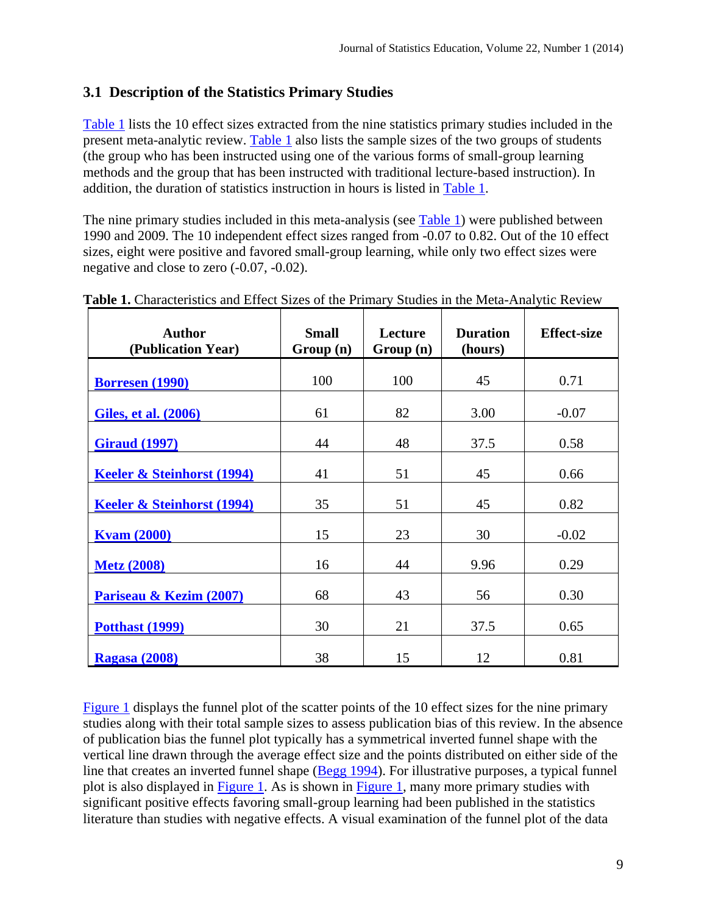### 3.1 Description of the Statistics Primary Studies

Table 1 lists the 10 effect sizes extracted from the nine statistics primary studies included in the present meta-analytic review. Table 1 also lists the sample sizes of the two groups of students (the group who has been instructed using one of the various forms of small-group learning methods and the group that has been instructed with traditional lecture-based instruction). In addition, the duration of statistics instruction in hours is listed in Table 1.

The nine primary studies included in this meta-analysis (see Table 1) were published between 1990 and 2009. The 10 independent effect sizes ranged from -0.07 to 0.82. Out of the 10 effect sizes, eight were positive and favored small-group learning, while only two effect sizes were negative and close to zero (-0.07, -0.02).

**Table 1.** Characteristics and Effect Sizes of the Primary Studies in the Meta-Analytic Review

| Author (Publication Year) | Small Group (n) | Lecture Group (n) | Duration (hours) | Effect-size |
|---|---|---|---|---|
| **Borresen (1990)** | 100 | 100 | 45 | 0.71 |
| **Giles, et al. (2006)** | 61 | 82 | 3.00 | -0.07 |
| **Giraud (1997)** | 44 | 48 | 37.5 | 0.58 |
| **Keeler & Steinhorst (1994)** | 41 | 51 | 45 | 0.66 |
| **Keeler & Steinhorst (1994)** | 35 | 51 | 45 | 0.82 |
| **Kvam (2000)** | 15 | 23 | 30 | -0.02 |
| **Metz (2008)** | 16 | 44 | 9.96 | 0.29 |
| **Pariseau & Kezim (2007)** | 68 | 43 | 56 | 0.30 |
| **Potthast (1999)** | 30 | 21 | 37.5 | 0.65 |
| **Ragasa (2008)** | 38 | 15 | 12 | 0.81 |

Figure 1 displays the funnel plot of the scatter points of the 10 effect sizes for the nine primary studies along with their total sample sizes to assess publication bias of this review. In the absence of publication bias the funnel plot typically has a symmetrical inverted funnel shape with the vertical line drawn through the average effect size and the points distributed on either side of the line that creates an inverted funnel shape (Begg 1994). For illustrative purposes, a typical funnel plot is also displayed in Figure 1. As is shown in Figure 1, many more primary studies with significant positive effects favoring small-group learning had been published in the statistics literature than studies with negative effects. A visual examination of the funnel plot of the data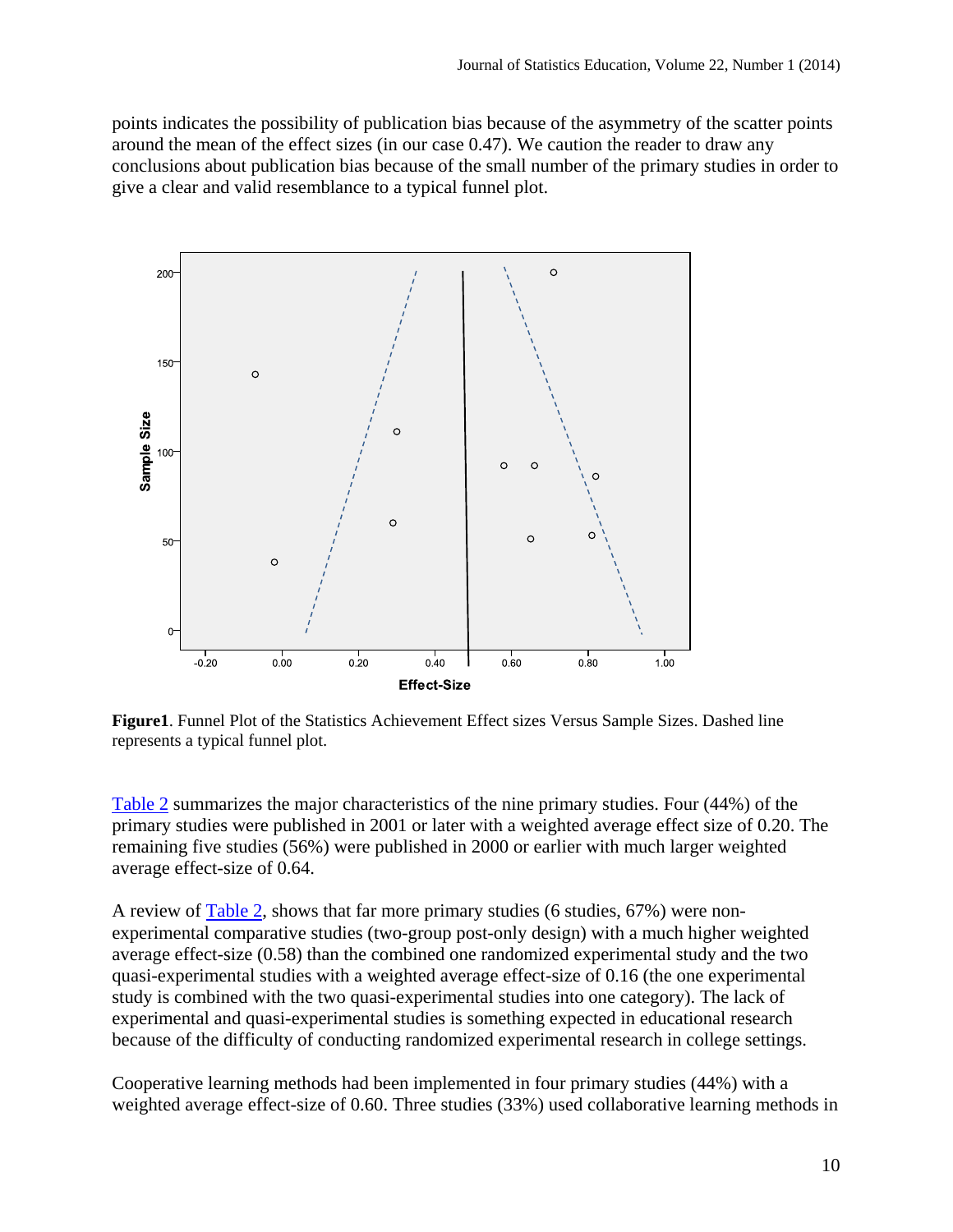points indicates the possibility of publication bias because of the asymmetry of the scatter points around the mean of the effect sizes (in our case 0.47). We caution the reader to draw any conclusions about publication bias because of the small number of the primary studies in order to give a clear and valid resemblance to a typical funnel plot.

Sample Size

200
150
100
50
0

-0.20
0.00
0.20
0.40
0.60
0.80
1.00

Effect-Size

**Figure1**. Funnel Plot of the Statistics Achievement Effect sizes Versus Sample Sizes. Dashed line represents a typical funnel plot.

Table 2 summarizes the major characteristics of the nine primary studies. Four (44%) of the primary studies were published in 2001 or later with a weighted average effect size of 0.20. The remaining five studies (56%) were published in 2000 or earlier with much larger weighted average effect-size of 0.64.

A review of Table 2, shows that far more primary studies (6 studies, 67%) were non-experimental comparative studies (two-group post-only design) with a much higher weighted average effect-size (0.58) than the combined one randomized experimental study and the two quasi-experimental studies with a weighted average effect-size of 0.16 (the one experimental study is combined with the two quasi-experimental studies into one category). The lack of experimental and quasi-experimental studies is something expected in educational research because of the difficulty of conducting randomized experimental research in college settings.

Cooperative learning methods had been implemented in four primary studies (44%) with a weighted average effect-size of 0.60. Three studies (33%) used collaborative learning methods in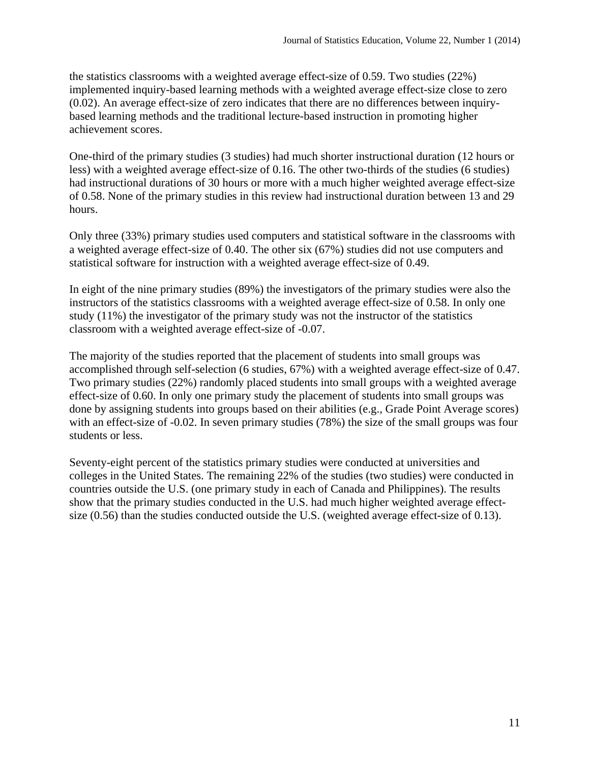the statistics classrooms with a weighted average effect-size of 0.59. Two studies (22%) implemented inquiry-based learning methods with a weighted average effect-size close to zero (0.02). An average effect-size of zero indicates that there are no differences between inquiry-based learning methods and the traditional lecture-based instruction in promoting higher achievement scores.

One-third of the primary studies (3 studies) had much shorter instructional duration (12 hours or less) with a weighted average effect-size of 0.16. The other two-thirds of the studies (6 studies) had instructional durations of 30 hours or more with a much higher weighted average effect-size of 0.58. None of the primary studies in this review had instructional duration between 13 and 29 hours.

Only three (33%) primary studies used computers and statistical software in the classrooms with a weighted average effect-size of 0.40. The other six (67%) studies did not use computers and statistical software for instruction with a weighted average effect-size of 0.49.

In eight of the nine primary studies (89%) the investigators of the primary studies were also the instructors of the statistics classrooms with a weighted average effect-size of 0.58. In only one study (11%) the investigator of the primary study was not the instructor of the statistics classroom with a weighted average effect-size of -0.07.

The majority of the studies reported that the placement of students into small groups was accomplished through self-selection (6 studies, 67%) with a weighted average effect-size of 0.47. Two primary studies (22%) randomly placed students into small groups with a weighted average effect-size of 0.60. In only one primary study the placement of students into small groups was done by assigning students into groups based on their abilities (e.g., Grade Point Average scores) with an effect-size of -0.02. In seven primary studies (78%) the size of the small groups was four students or less.

Seventy-eight percent of the statistics primary studies were conducted at universities and colleges in the United States. The remaining 22% of the studies (two studies) were conducted in countries outside the U.S. (one primary study in each of Canada and Philippines). The results show that the primary studies conducted in the U.S. had much higher weighted average effect-size (0.56) than the studies conducted outside the U.S. (weighted average effect-size of 0.13).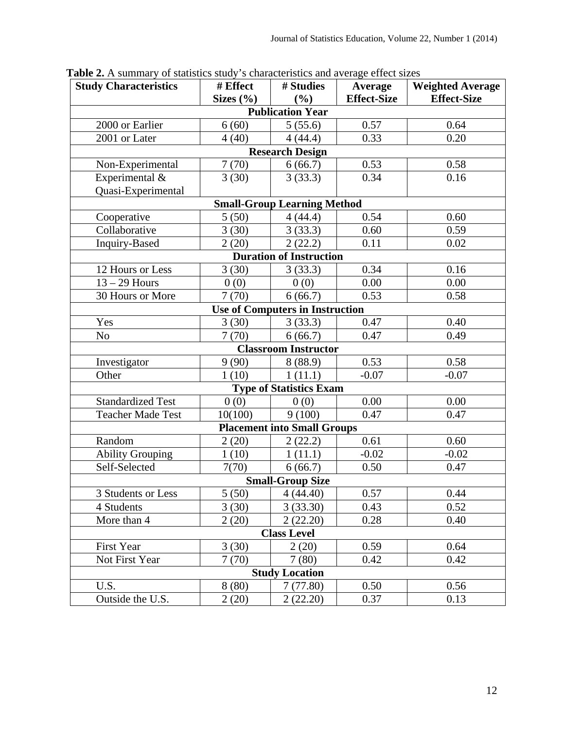**Table 2.** A summary of statistics study's characteristics and average effect sizes

| Study Characteristics | # Effect Sizes (%) | # Studies (%) | Average Effect-Size | Weighted Average Effect-Size |
|---|---|---|---|---|
| **Publication Year** | | | | |
| 2000 or Earlier | 6 (60) | 5 (55.6) | 0.57 | 0.64 |
| 2001 or Later | 4 (40) | 4 (44.4) | 0.33 | 0.20 |
| **Research Design** | | | | |
| Non-Experimental | 7 (70) | 6 (66.7) | 0.53 | 0.58 |
| Experimental & Quasi-Experimental | 3 (30) | 3 (33.3) | 0.34 | 0.16 |
| **Small-Group Learning Method** | | | | |
| Cooperative | 5 (50) | 4 (44.4) | 0.54 | 0.60 |
| Collaborative | 3 (30) | 3 (33.3) | 0.60 | 0.59 |
| Inquiry-Based | 2 (20) | 2 (22.2) | 0.11 | 0.02 |
| **Duration of Instruction** | | | | |
| 12 Hours or Less | 3 (30) | 3 (33.3) | 0.34 | 0.16 |
| 13 – 29 Hours | 0 (0) | 0 (0) | 0.00 | 0.00 |
| 30 Hours or More | 7 (70) | 6 (66.7) | 0.53 | 0.58 |
| **Use of Computers in Instruction** | | | | |
| Yes | 3 (30) | 3 (33.3) | 0.47 | 0.40 |
| No | 7 (70) | 6 (66.7) | 0.47 | 0.49 |
| **Classroom Instructor** | | | | |
| Investigator | 9 (90) | 8 (88.9) | 0.53 | 0.58 |
| Other | 1 (10) | 1 (11.1) | -0.07 | -0.07 |
| **Type of Statistics Exam** | | | | |
| Standardized Test | 0 (0) | 0 (0) | 0.00 | 0.00 |
| Teacher Made Test | 10(100) | 9 (100) | 0.47 | 0.47 |
| **Placement into Small Groups** | | | | |
| Random | 2 (20) | 2 (22.2) | 0.61 | 0.60 |
| Ability Grouping | 1 (10) | 1 (11.1) | -0.02 | -0.02 |
| Self-Selected | 7(70) | 6 (66.7) | 0.50 | 0.47 |
| **Small-Group Size** | | | | |
| 3 Students or Less | 5 (50) | 4 (44.40) | 0.57 | 0.44 |
| 4 Students | 3 (30) | 3 (33.30) | 0.43 | 0.52 |
| More than 4 | 2 (20) | 2 (22.20) | 0.28 | 0.40 |
| **Class Level** | | | | |
| First Year | 3 (30) | 2 (20) | 0.59 | 0.64 |
| Not First Year | 7 (70) | 7 (80) | 0.42 | 0.42 |
| **Study Location** | | | | |
| U.S. | 8 (80) | 7 (77.80) | 0.50 | 0.56 |
| Outside the U.S. | 2 (20) | 2 (22.20) | 0.37 | 0.13 |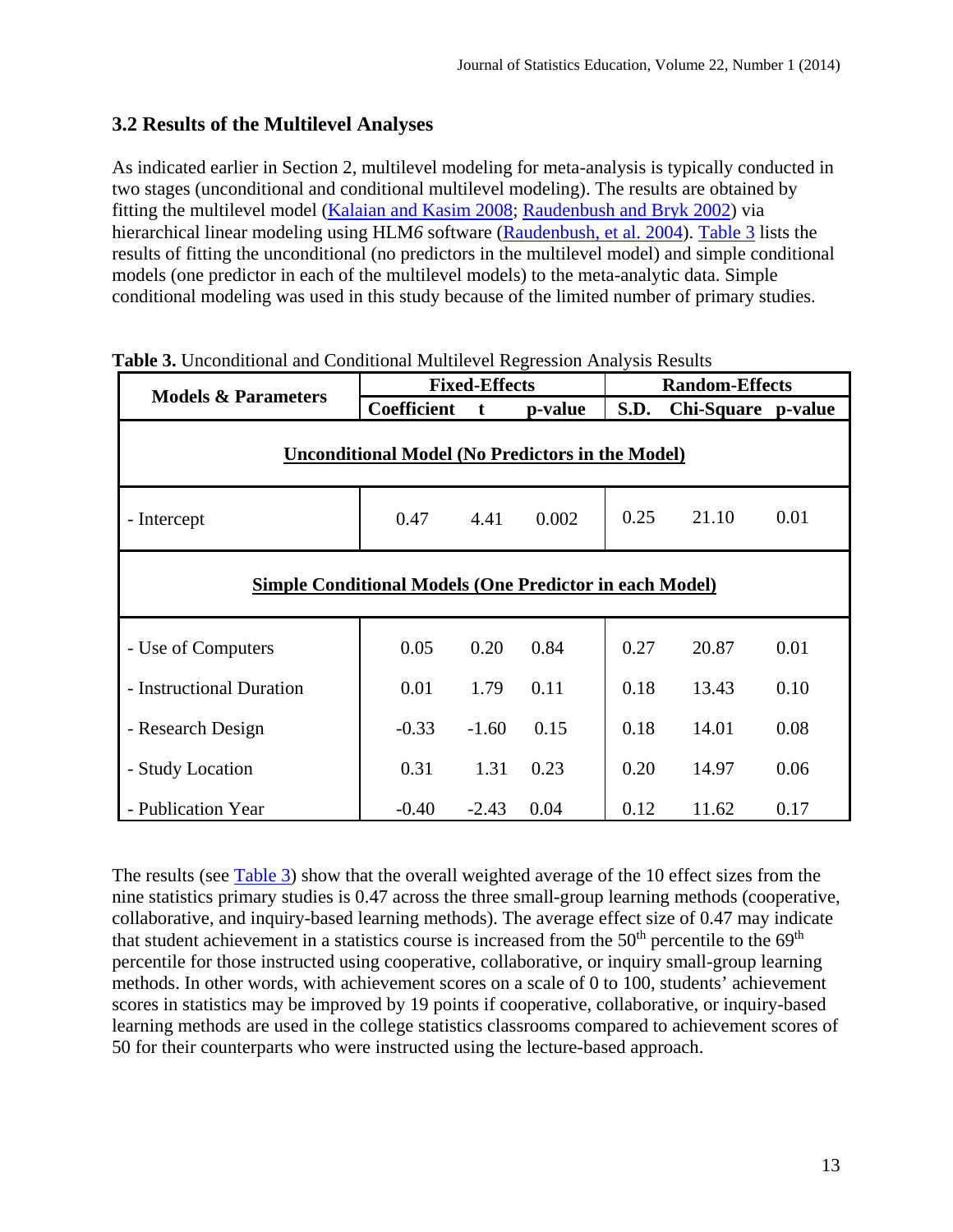### 3.2 Results of the Multilevel Analyses

As indicated earlier in Section 2, multilevel modeling for meta-analysis is typically conducted in two stages (unconditional and conditional multilevel modeling). The results are obtained by fitting the multilevel model (Kalaian and Kasim 2008; Raudenbush and Bryk 2002) via hierarchical linear modeling using HLM*6* software (Raudenbush, et al. 2004). Table 3 lists the results of fitting the unconditional (no predictors in the multilevel model) and simple conditional models (one predictor in each of the multilevel models) to the meta-analytic data. Simple conditional modeling was used in this study because of the limited number of primary studies.

**Table 3.** Unconditional and Conditional Multilevel Regression Analysis Results

| Models & Parameters | Fixed-Effects | | | Random-Effects | | |
|---|---|---|---|---|---|---|
| | Coefficient | t | p-value | S.D. | Chi-Square | p-value |
| **Unconditional Model (No Predictors in the Model)** | | | | | | |
| - Intercept | 0.47 | 4.41 | 0.002 | 0.25 | 21.10 | 0.01 |
| **Simple Conditional Models (One Predictor in each Model)** | | | | | | |
| - Use of Computers | 0.05 | 0.20 | 0.84 | 0.27 | 20.87 | 0.01 |
| - Instructional Duration | 0.01 | 1.79 | 0.11 | 0.18 | 13.43 | 0.10 |
| - Research Design | -0.33 | -1.60 | 0.15 | 0.18 | 14.01 | 0.08 |
| - Study Location | 0.31 | 1.31 | 0.23 | 0.20 | 14.97 | 0.06 |
| - Publication Year | -0.40 | -2.43 | 0.04 | 0.12 | 11.62 | 0.17 |

The results (see Table 3) show that the overall weighted average of the 10 effect sizes from the nine statistics primary studies is 0.47 across the three small-group learning methods (cooperative, collaborative, and inquiry-based learning methods). The average effect size of 0.47 may indicate that student achievement in a statistics course is increased from the 50th percentile to the 69th percentile for those instructed using cooperative, collaborative, or inquiry small-group learning methods. In other words, with achievement scores on a scale of 0 to 100, students' achievement scores in statistics may be improved by 19 points if cooperative, collaborative, or inquiry-based learning methods are used in the college statistics classrooms compared to achievement scores of 50 for their counterparts who were instructed using the lecture-based approach.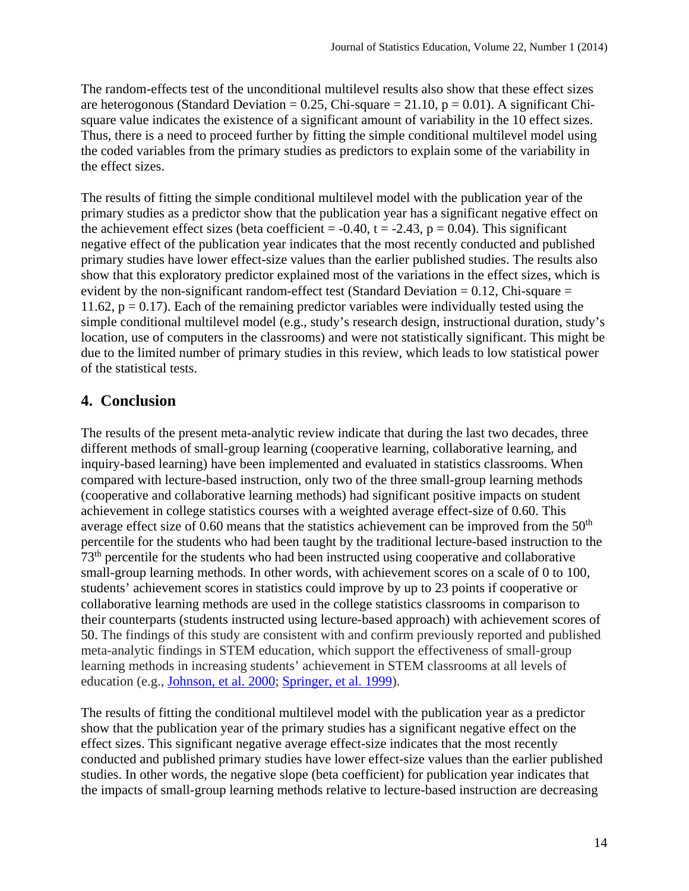The random-effects test of the unconditional multilevel results also show that these effect sizes are heterogonous (Standard Deviation = 0.25, Chi-square = 21.10, $p = 0.01$). A significant Chi-square value indicates the existence of a significant amount of variability in the 10 effect sizes. Thus, there is a need to proceed further by fitting the simple conditional multilevel model using the coded variables from the primary studies as predictors to explain some of the variability in the effect sizes.

The results of fitting the simple conditional multilevel model with the publication year of the primary studies as a predictor show that the publication year has a significant negative effect on the achievement effect sizes (beta coefficient = -0.40, $t = -2.43$, $p = 0.04$). This significant negative effect of the publication year indicates that the most recently conducted and published primary studies have lower effect-size values than the earlier published studies. The results also show that this exploratory predictor explained most of the variations in the effect sizes, which is evident by the non-significant random-effect test (Standard Deviation = 0.12, Chi-square = 11.62, $p = 0.17$). Each of the remaining predictor variables were individually tested using the simple conditional multilevel model (e.g., study's research design, instructional duration, study's location, use of computers in the classrooms) and were not statistically significant. This might be due to the limited number of primary studies in this review, which leads to low statistical power of the statistical tests.

## 4. Conclusion

The results of the present meta-analytic review indicate that during the last two decades, three different methods of small-group learning (cooperative learning, collaborative learning, and inquiry-based learning) have been implemented and evaluated in statistics classrooms. When compared with lecture-based instruction, only two of the three small-group learning methods (cooperative and collaborative learning methods) had significant positive impacts on student achievement in college statistics courses with a weighted average effect-size of 0.60. This average effect size of 0.60 means that the statistics achievement can be improved from the 50th percentile for the students who had been taught by the traditional lecture-based instruction to the 73th percentile for the students who had been instructed using cooperative and collaborative small-group learning methods. In other words, with achievement scores on a scale of 0 to 100, students' achievement scores in statistics could improve by up to 23 points if cooperative or collaborative learning methods are used in the college statistics classrooms in comparison to their counterparts (students instructed using lecture-based approach) with achievement scores of 50. The findings of this study are consistent with and confirm previously reported and published meta-analytic findings in STEM education, which support the effectiveness of small-group learning methods in increasing students' achievement in STEM classrooms at all levels of education (e.g., Johnson, et al. 2000; Springer, et al. 1999).

The results of fitting the conditional multilevel model with the publication year as a predictor show that the publication year of the primary studies has a significant negative effect on the effect sizes. This significant negative average effect-size indicates that the most recently conducted and published primary studies have lower effect-size values than the earlier published studies. In other words, the negative slope (beta coefficient) for publication year indicates that the impacts of small-group learning methods relative to lecture-based instruction are decreasing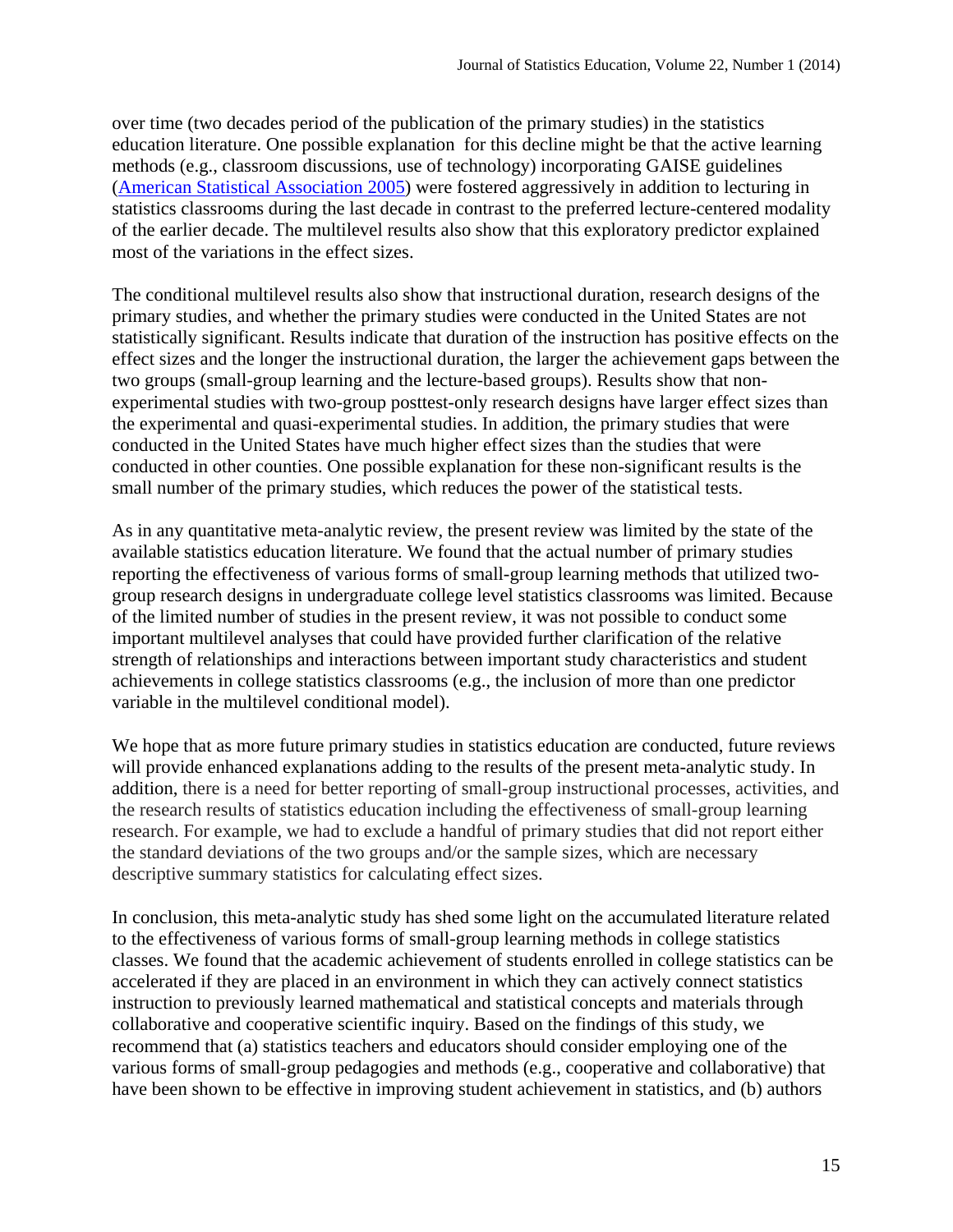over time (two decades period of the publication of the primary studies) in the statistics education literature. One possible explanation for this decline might be that the active learning methods (e.g., classroom discussions, use of technology) incorporating GAISE guidelines (American Statistical Association 2005) were fostered aggressively in addition to lecturing in statistics classrooms during the last decade in contrast to the preferred lecture-centered modality of the earlier decade. The multilevel results also show that this exploratory predictor explained most of the variations in the effect sizes.

The conditional multilevel results also show that instructional duration, research designs of the primary studies, and whether the primary studies were conducted in the United States are not statistically significant. Results indicate that duration of the instruction has positive effects on the effect sizes and the longer the instructional duration, the larger the achievement gaps between the two groups (small-group learning and the lecture-based groups). Results show that non-experimental studies with two-group posttest-only research designs have larger effect sizes than the experimental and quasi-experimental studies. In addition, the primary studies that were conducted in the United States have much higher effect sizes than the studies that were conducted in other counties. One possible explanation for these non-significant results is the small number of the primary studies, which reduces the power of the statistical tests.

As in any quantitative meta-analytic review, the present review was limited by the state of the available statistics education literature. We found that the actual number of primary studies reporting the effectiveness of various forms of small-group learning methods that utilized two-group research designs in undergraduate college level statistics classrooms was limited. Because of the limited number of studies in the present review, it was not possible to conduct some important multilevel analyses that could have provided further clarification of the relative strength of relationships and interactions between important study characteristics and student achievements in college statistics classrooms (e.g., the inclusion of more than one predictor variable in the multilevel conditional model).

We hope that as more future primary studies in statistics education are conducted, future reviews will provide enhanced explanations adding to the results of the present meta-analytic study. In addition, there is a need for better reporting of small-group instructional processes, activities, and the research results of statistics education including the effectiveness of small-group learning research. For example, we had to exclude a handful of primary studies that did not report either the standard deviations of the two groups and/or the sample sizes, which are necessary descriptive summary statistics for calculating effect sizes.

In conclusion, this meta-analytic study has shed some light on the accumulated literature related to the effectiveness of various forms of small-group learning methods in college statistics classes. We found that the academic achievement of students enrolled in college statistics can be accelerated if they are placed in an environment in which they can actively connect statistics instruction to previously learned mathematical and statistical concepts and materials through collaborative and cooperative scientific inquiry. Based on the findings of this study, we recommend that (a) statistics teachers and educators should consider employing one of the various forms of small-group pedagogies and methods (e.g., cooperative and collaborative) that have been shown to be effective in improving student achievement in statistics, and (b) authors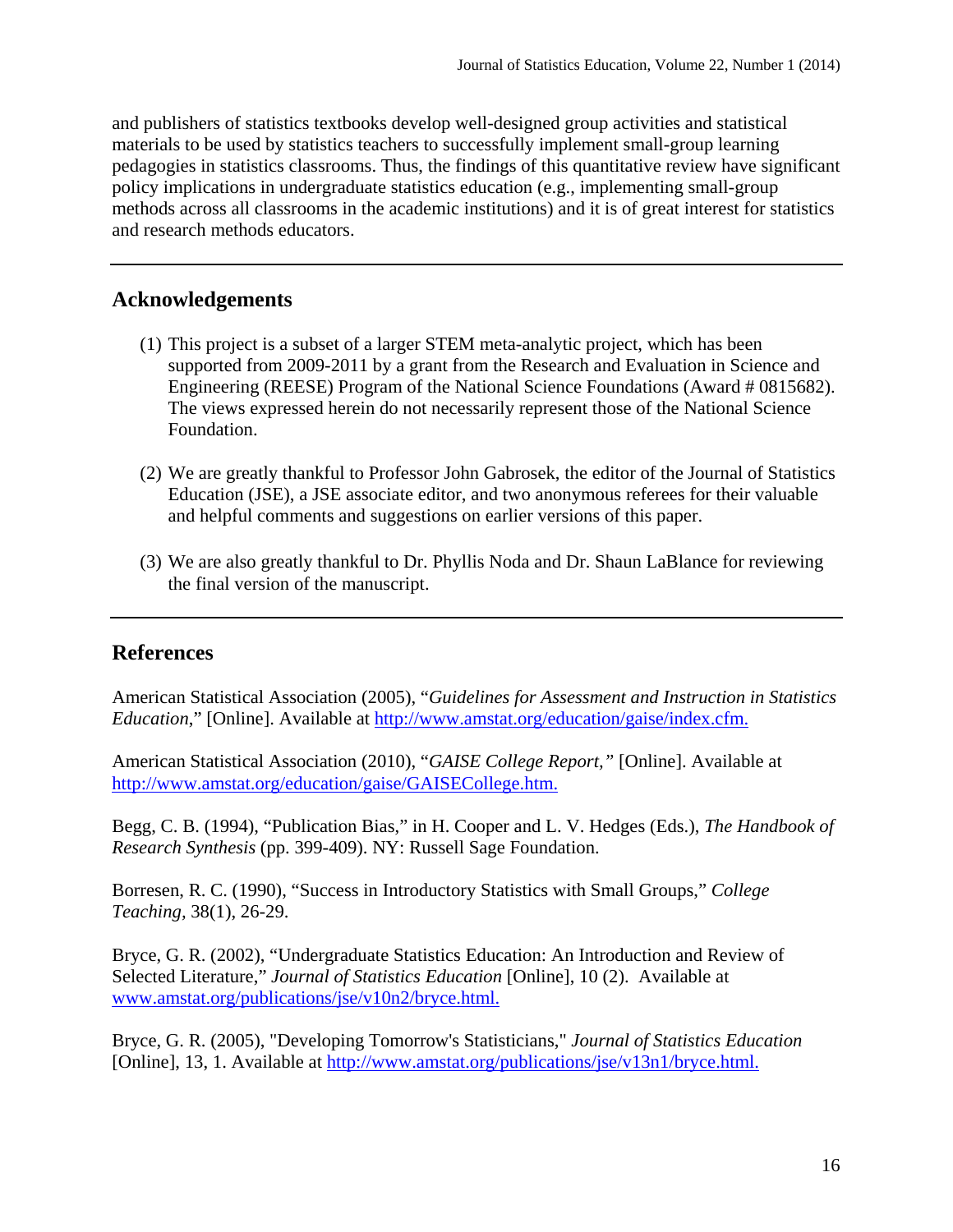and publishers of statistics textbooks develop well-designed group activities and statistical materials to be used by statistics teachers to successfully implement small-group learning pedagogies in statistics classrooms. Thus, the findings of this quantitative review have significant policy implications in undergraduate statistics education (e.g., implementing small-group methods across all classrooms in the academic institutions) and it is of great interest for statistics and research methods educators.

---

## Acknowledgements

(1) This project is a subset of a larger STEM meta-analytic project, which has been supported from 2009-2011 by a grant from the Research and Evaluation in Science and Engineering (REESE) Program of the National Science Foundations (Award # 0815682). The views expressed herein do not necessarily represent those of the National Science Foundation.

(2) We are greatly thankful to Professor John Gabrosek, the editor of the Journal of Statistics Education (JSE), a JSE associate editor, and two anonymous referees for their valuable and helpful comments and suggestions on earlier versions of this paper.

(3) We are also greatly thankful to Dr. Phyllis Noda and Dr. Shaun LaBlance for reviewing the final version of the manuscript.

---

## References

American Statistical Association (2005), "*Guidelines for Assessment and Instruction in Statistics Education*," [Online]. Available at http://www.amstat.org/education/gaise/index.cfm.

American Statistical Association (2010), "*GAISE College Report,"* [Online]. Available at http://www.amstat.org/education/gaise/GAISECollege.htm.

Begg, C. B. (1994), "Publication Bias," in H. Cooper and L. V. Hedges (Eds.), *The Handbook of Research Synthesis* (pp. 399-409). NY: Russell Sage Foundation.

Borresen, R. C. (1990), "Success in Introductory Statistics with Small Groups," *College Teaching,* 38(1), 26-29.

Bryce, G. R. (2002), "Undergraduate Statistics Education: An Introduction and Review of Selected Literature," *Journal of Statistics Education* [Online], 10 (2). Available at www.amstat.org/publications/jse/v10n2/bryce.html.

Bryce, G. R. (2005), "Developing Tomorrow's Statisticians," *Journal of Statistics Education* [Online], 13, 1. Available at http://www.amstat.org/publications/jse/v13n1/bryce.html.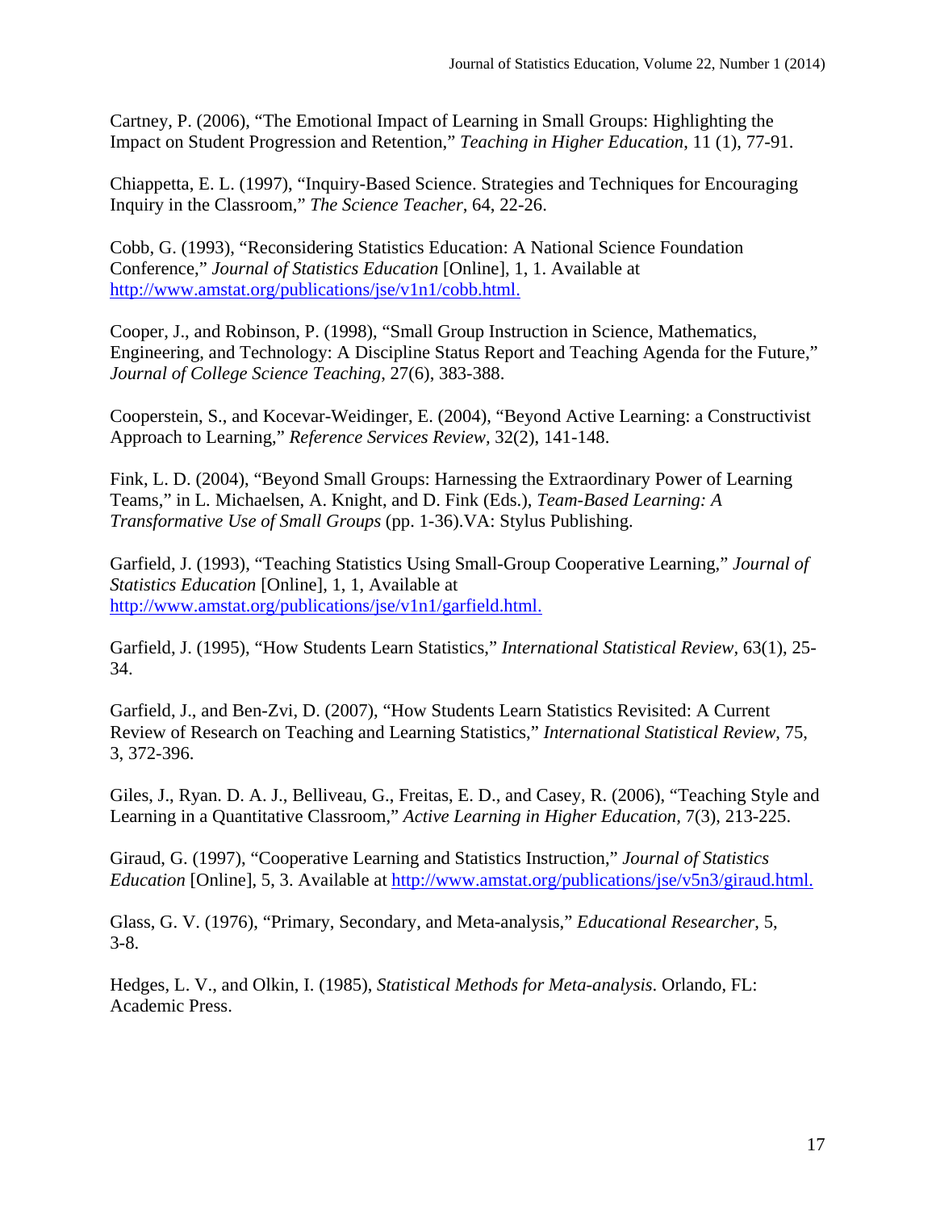Cartney, P. (2006), "The Emotional Impact of Learning in Small Groups: Highlighting the Impact on Student Progression and Retention," *Teaching in Higher Education*, 11 (1), 77-91.

Chiappetta, E. L. (1997), "Inquiry-Based Science. Strategies and Techniques for Encouraging Inquiry in the Classroom," *The Science Teacher*, 64, 22-26.

Cobb, G. (1993), "Reconsidering Statistics Education: A National Science Foundation Conference," *Journal of Statistics Education* [Online], 1, 1. Available at http://www.amstat.org/publications/jse/v1n1/cobb.html.

Cooper, J., and Robinson, P. (1998), "Small Group Instruction in Science, Mathematics, Engineering, and Technology: A Discipline Status Report and Teaching Agenda for the Future," *Journal of College Science Teaching*, 27(6), 383-388.

Cooperstein, S., and Kocevar-Weidinger, E. (2004), "Beyond Active Learning: a Constructivist Approach to Learning," *Reference Services Review*, 32(2), 141-148.

Fink, L. D. (2004), "Beyond Small Groups: Harnessing the Extraordinary Power of Learning Teams," in L. Michaelsen, A. Knight, and D. Fink (Eds.), *Team-Based Learning: A Transformative Use of Small Groups* (pp. 1-36).VA: Stylus Publishing.

Garfield, J. (1993), "Teaching Statistics Using Small-Group Cooperative Learning," *Journal of Statistics Education* [Online], 1, 1, Available at http://www.amstat.org/publications/jse/v1n1/garfield.html.

Garfield, J. (1995), "How Students Learn Statistics," *International Statistical Review*, 63(1), 25-34.

Garfield, J., and Ben-Zvi, D. (2007), "How Students Learn Statistics Revisited: A Current Review of Research on Teaching and Learning Statistics," *International Statistical Review*, 75, 3, 372-396.

Giles, J., Ryan. D. A. J., Belliveau, G., Freitas, E. D., and Casey, R. (2006), "Teaching Style and Learning in a Quantitative Classroom," *Active Learning in Higher Education*, 7(3), 213-225.

Giraud, G. (1997), "Cooperative Learning and Statistics Instruction," *Journal of Statistics Education* [Online], 5, 3. Available at http://www.amstat.org/publications/jse/v5n3/giraud.html.

Glass, G. V. (1976), "Primary, Secondary, and Meta-analysis," *Educational Researcher*, 5, 3-8.

Hedges, L. V., and Olkin, I. (1985), *Statistical Methods for Meta-analysis*. Orlando, FL: Academic Press.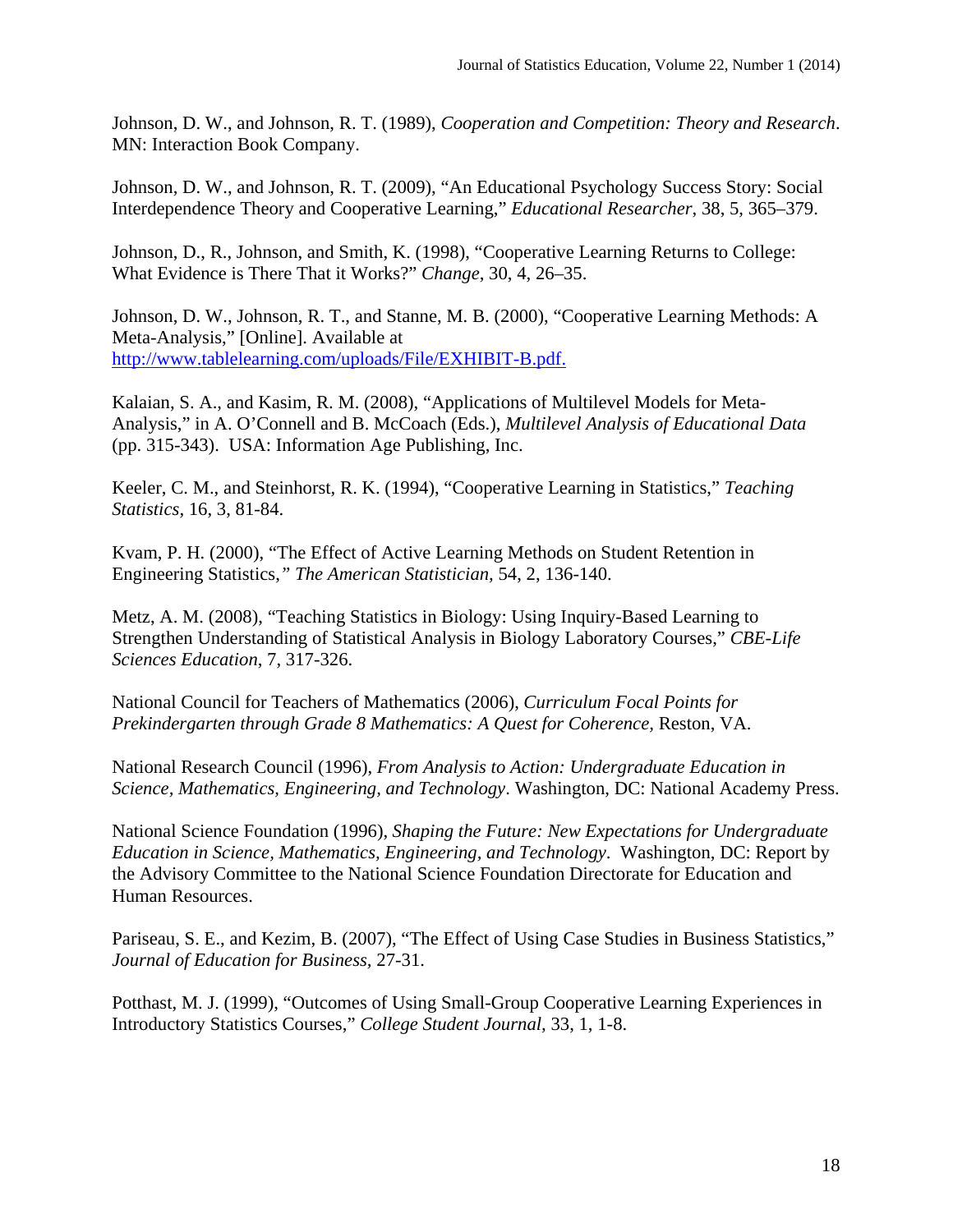Johnson, D. W., and Johnson, R. T. (1989), *Cooperation and Competition: Theory and Research*. MN: Interaction Book Company.

Johnson, D. W., and Johnson, R. T. (2009), "An Educational Psychology Success Story: Social Interdependence Theory and Cooperative Learning," *Educational Researcher*, 38, 5, 365–379.

Johnson, D., R., Johnson, and Smith, K. (1998), "Cooperative Learning Returns to College: What Evidence is There That it Works?" *Change*, 30, 4, 26–35.

Johnson, D. W., Johnson, R. T., and Stanne, M. B. (2000), "Cooperative Learning Methods: A Meta-Analysis," [Online]. Available at http://www.tablelearning.com/uploads/File/EXHIBIT-B.pdf.

Kalaian, S. A., and Kasim, R. M. (2008), "Applications of Multilevel Models for Meta-Analysis," in A. O'Connell and B. McCoach (Eds.), *Multilevel Analysis of Educational Data* (pp. 315-343). USA: Information Age Publishing, Inc.

Keeler, C. M., and Steinhorst, R. K. (1994), "Cooperative Learning in Statistics," *Teaching Statistics*, 16, 3, 81-84.

Kvam, P. H. (2000), "The Effect of Active Learning Methods on Student Retention in Engineering Statistics," *The American Statistician*, 54, 2, 136-140.

Metz, A. M. (2008), "Teaching Statistics in Biology: Using Inquiry-Based Learning to Strengthen Understanding of Statistical Analysis in Biology Laboratory Courses," *CBE-Life Sciences Education*, 7, 317-326.

National Council for Teachers of Mathematics (2006), *Curriculum Focal Points for Prekindergarten through Grade 8 Mathematics: A Quest for Coherence*, Reston, VA.

National Research Council (1996), *From Analysis to Action: Undergraduate Education in Science, Mathematics, Engineering, and Technology*. Washington, DC: National Academy Press.

National Science Foundation (1996), *Shaping the Future: New Expectations for Undergraduate Education in Science, Mathematics, Engineering, and Technology*. Washington, DC: Report by the Advisory Committee to the National Science Foundation Directorate for Education and Human Resources.

Pariseau, S. E., and Kezim, B. (2007), "The Effect of Using Case Studies in Business Statistics," *Journal of Education for Business*, 27-31.

Potthast, M. J. (1999), "Outcomes of Using Small-Group Cooperative Learning Experiences in Introductory Statistics Courses," *College Student Journal*, 33, 1, 1-8.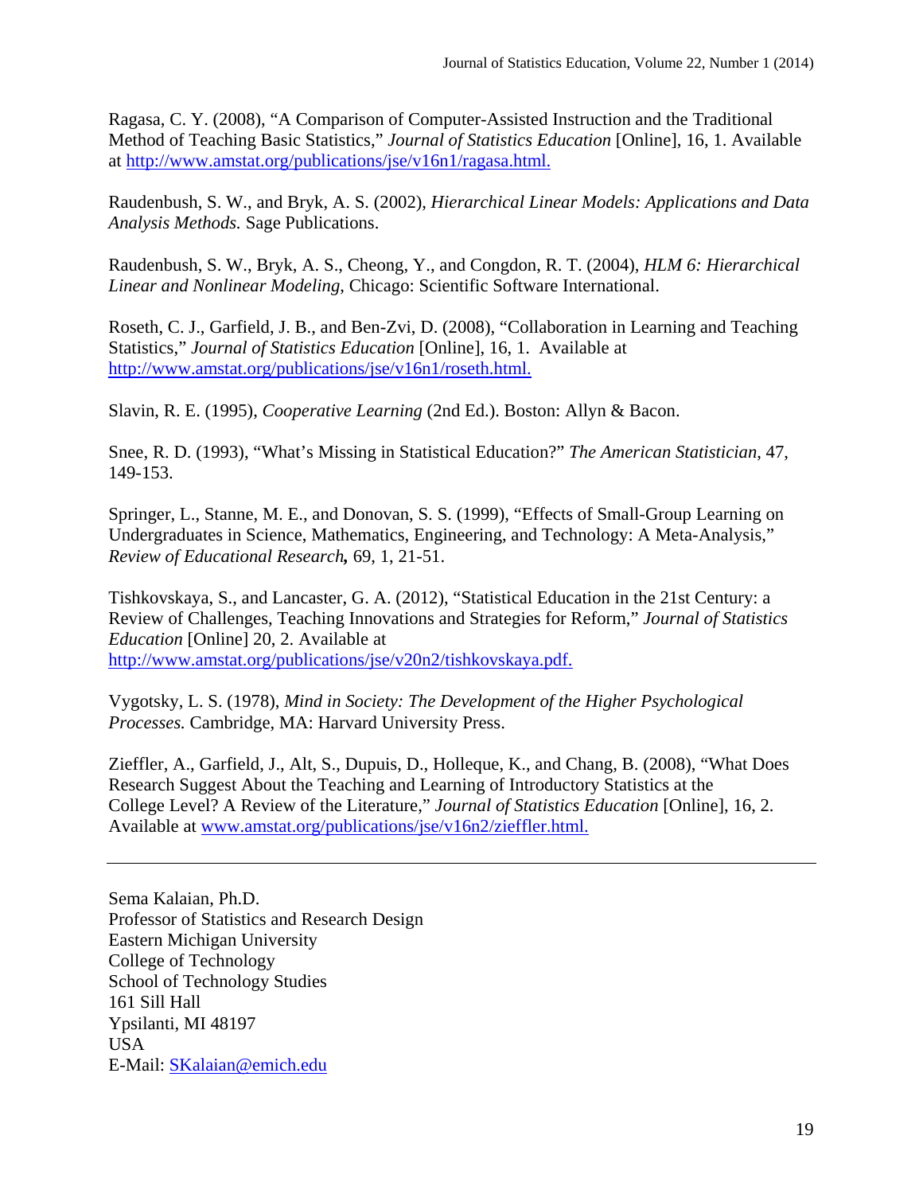Ragasa, C. Y. (2008), "A Comparison of Computer-Assisted Instruction and the Traditional Method of Teaching Basic Statistics," *Journal of Statistics Education* [Online], 16, 1. Available at http://www.amstat.org/publications/jse/v16n1/ragasa.html.

Raudenbush, S. W., and Bryk, A. S. (2002), *Hierarchical Linear Models: Applications and Data Analysis Methods.* Sage Publications.

Raudenbush, S. W., Bryk, A. S., Cheong, Y., and Congdon, R. T. (2004), *HLM 6: Hierarchical Linear and Nonlinear Modeling*, Chicago: Scientific Software International.

Roseth, C. J., Garfield, J. B., and Ben-Zvi, D. (2008), "Collaboration in Learning and Teaching Statistics," *Journal of Statistics Education* [Online], 16, 1. Available at http://www.amstat.org/publications/jse/v16n1/roseth.html.

Slavin, R. E. (1995), *Cooperative Learning* (2nd Ed.). Boston: Allyn & Bacon.

Snee, R. D. (1993), "What's Missing in Statistical Education?" *The American Statistician*, 47, 149-153.

Springer, L., Stanne, M. E., and Donovan, S. S. (1999), "Effects of Small-Group Learning on Undergraduates in Science, Mathematics, Engineering, and Technology: A Meta-Analysis," *Review of Educational Research*, 69, 1, 21-51.

Tishkovskaya, S., and Lancaster, G. A. (2012), "Statistical Education in the 21st Century: a Review of Challenges, Teaching Innovations and Strategies for Reform," *Journal of Statistics Education* [Online] 20, 2. Available at http://www.amstat.org/publications/jse/v20n2/tishkovskaya.pdf.

Vygotsky, L. S. (1978), *Mind in Society: The Development of the Higher Psychological Processes.* Cambridge, MA: Harvard University Press.

Zieffler, A., Garfield, J., Alt, S., Dupuis, D., Holleque, K., and Chang, B. (2008), "What Does Research Suggest About the Teaching and Learning of Introductory Statistics at the College Level? A Review of the Literature," *Journal of Statistics Education* [Online], 16, 2. Available at www.amstat.org/publications/jse/v16n2/zieffler.html.

---

Sema Kalaian, Ph.D.
Professor of Statistics and Research Design
Eastern Michigan University
College of Technology
School of Technology Studies
161 Sill Hall
Ypsilanti, MI 48197
USA
E-Mail: SKalaian@emich.edu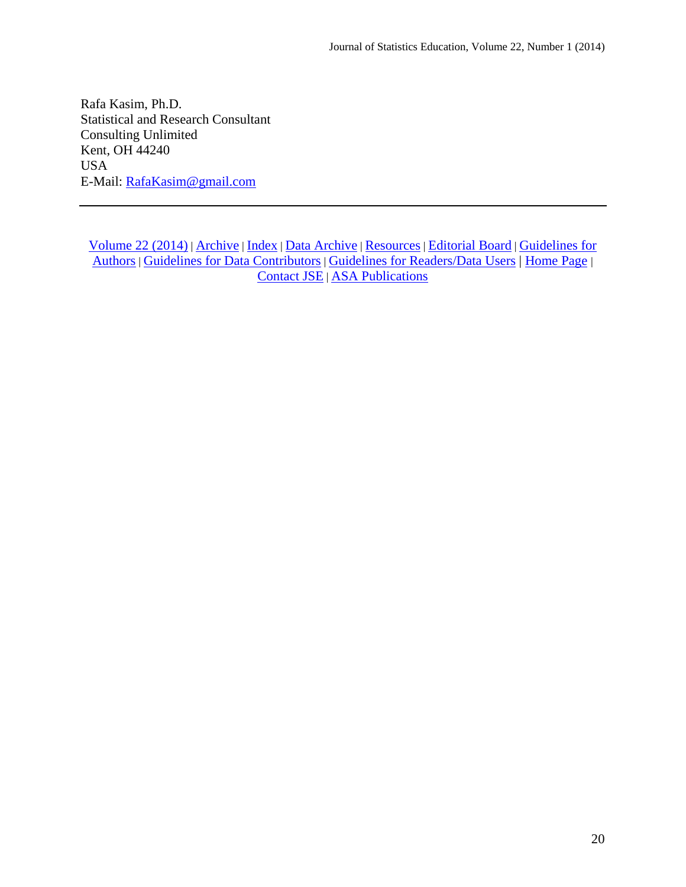Rafa Kasim, Ph.D.
Statistical and Research Consultant
Consulting Unlimited
Kent, OH 44240
USA
E-Mail: RafaKasim@gmail.com

---

Volume 22 (2014) | Archive | Index | Data Archive | Resources | Editorial Board | Guidelines for Authors | Guidelines for Data Contributors | Guidelines for Readers/Data Users | Home Page | Contact JSE | ASA Publications